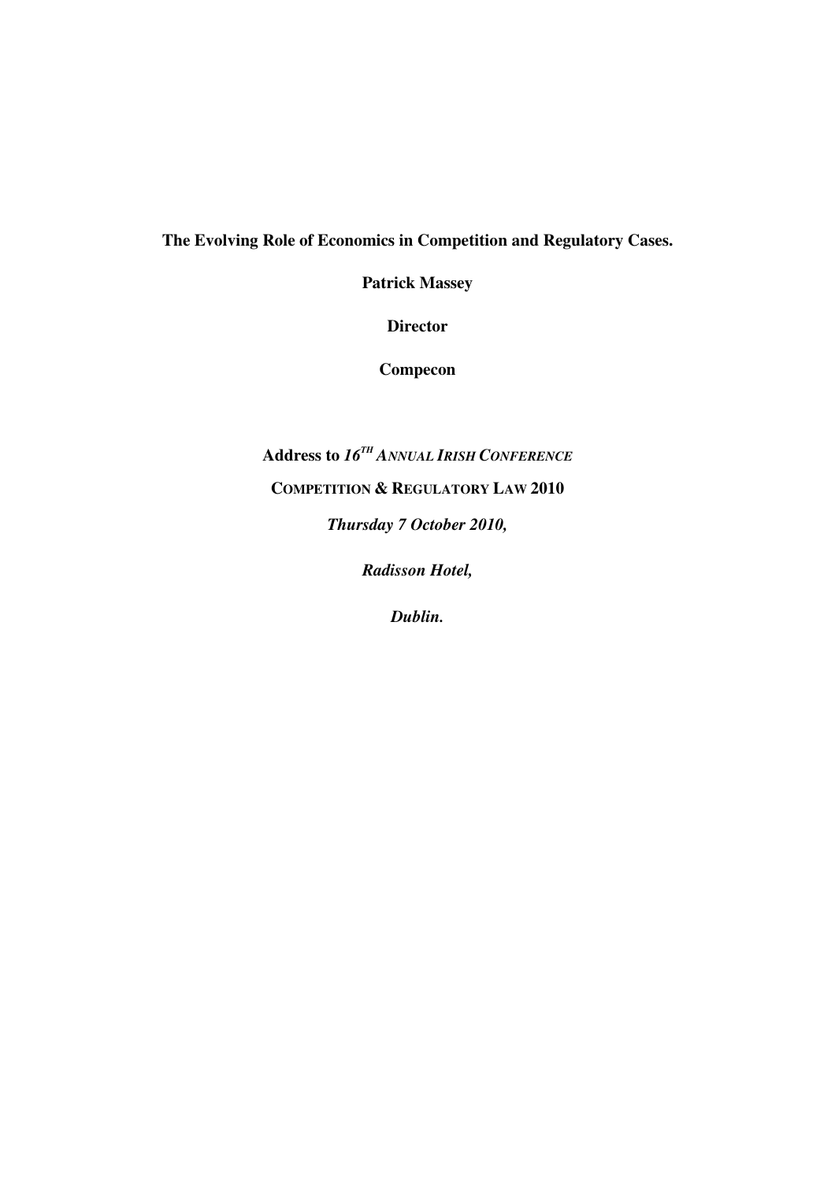**The Evolving Role of Economics in Competition and Regulatory Cases.**

**Patrick Massey**

**Director**

**Compecon**

**Address to *16TH ANNUAL IRISH CONFERENCE***

**COMPETITION & REGULATORY LAW 2010**

***Thursday 7 October 2010,***

***Radisson Hotel,***

***Dublin.***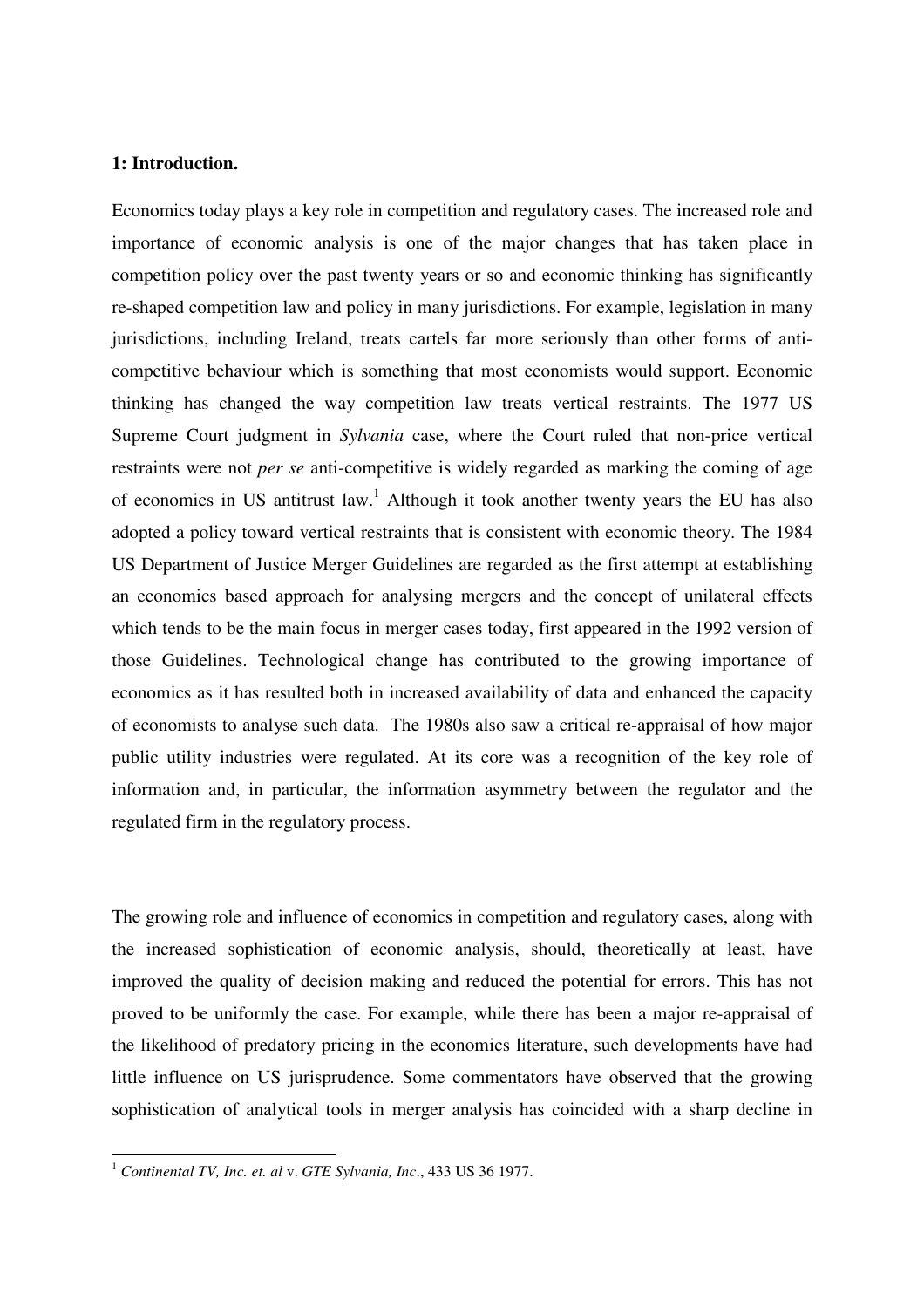## 1: Introduction.

Economics today plays a key role in competition and regulatory cases. The increased role and importance of economic analysis is one of the major changes that has taken place in competition policy over the past twenty years or so and economic thinking has significantly re-shaped competition law and policy in many jurisdictions. For example, legislation in many jurisdictions, including Ireland, treats cartels far more seriously than other forms of anti-competitive behaviour which is something that most economists would support. Economic thinking has changed the way competition law treats vertical restraints. The 1977 US Supreme Court judgment in *Sylvania* case, where the Court ruled that non-price vertical restraints were not *per se* anti-competitive is widely regarded as marking the coming of age of economics in US antitrust law.[1] Although it took another twenty years the EU has also adopted a policy toward vertical restraints that is consistent with economic theory. The 1984 US Department of Justice Merger Guidelines are regarded as the first attempt at establishing an economics based approach for analysing mergers and the concept of unilateral effects which tends to be the main focus in merger cases today, first appeared in the 1992 version of those Guidelines. Technological change has contributed to the growing importance of economics as it has resulted both in increased availability of data and enhanced the capacity of economists to analyse such data. The 1980s also saw a critical re-appraisal of how major public utility industries were regulated. At its core was a recognition of the key role of information and, in particular, the information asymmetry between the regulator and the regulated firm in the regulatory process.

The growing role and influence of economics in competition and regulatory cases, along with the increased sophistication of economic analysis, should, theoretically at least, have improved the quality of decision making and reduced the potential for errors. This has not proved to be uniformly the case. For example, while there has been a major re-appraisal of the likelihood of predatory pricing in the economics literature, such developments have had little influence on US jurisprudence. Some commentators have observed that the growing sophistication of analytical tools in merger analysis has coincided with a sharp decline in

[1] *Continental TV, Inc. et. al* v. *GTE Sylvania, Inc*., 433 US 36 1977.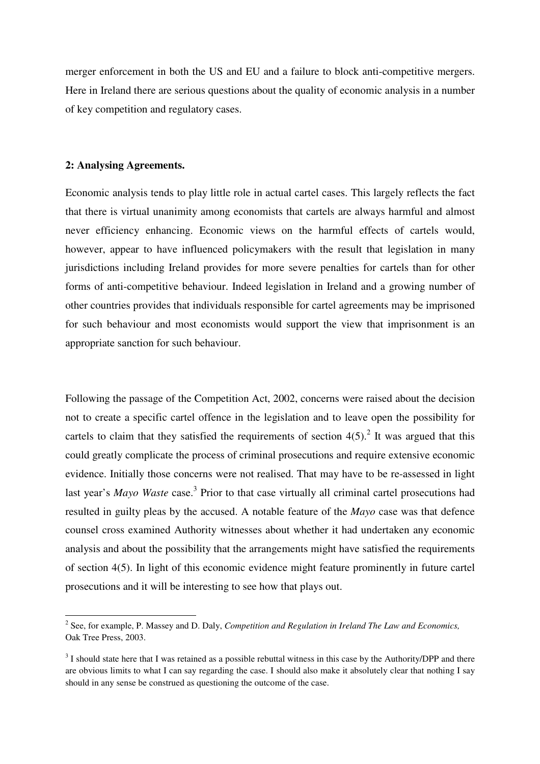merger enforcement in both the US and EU and a failure to block anti-competitive mergers. Here in Ireland there are serious questions about the quality of economic analysis in a number of key competition and regulatory cases.

## 2: Analysing Agreements.

Economic analysis tends to play little role in actual cartel cases. This largely reflects the fact that there is virtual unanimity among economists that cartels are always harmful and almost never efficiency enhancing. Economic views on the harmful effects of cartels would, however, appear to have influenced policymakers with the result that legislation in many jurisdictions including Ireland provides for more severe penalties for cartels than for other forms of anti-competitive behaviour. Indeed legislation in Ireland and a growing number of other countries provides that individuals responsible for cartel agreements may be imprisoned for such behaviour and most economists would support the view that imprisonment is an appropriate sanction for such behaviour.

Following the passage of the Competition Act, 2002, concerns were raised about the decision not to create a specific cartel offence in the legislation and to leave open the possibility for cartels to claim that they satisfied the requirements of section 4(5).[2] It was argued that this could greatly complicate the process of criminal prosecutions and require extensive economic evidence. Initially those concerns were not realised. That may have to be re-assessed in light last year's *Mayo Waste* case.[3] Prior to that case virtually all criminal cartel prosecutions had resulted in guilty pleas by the accused. A notable feature of the *Mayo* case was that defence counsel cross examined Authority witnesses about whether it had undertaken any economic analysis and about the possibility that the arrangements might have satisfied the requirements of section 4(5). In light of this economic evidence might feature prominently in future cartel prosecutions and it will be interesting to see how that plays out.

[2] See, for example, P. Massey and D. Daly, *Competition and Regulation in Ireland The Law and Economics,* Oak Tree Press, 2003.

[3] I should state here that I was retained as a possible rebuttal witness in this case by the Authority/DPP and there are obvious limits to what I can say regarding the case. I should also make it absolutely clear that nothing I say should in any sense be construed as questioning the outcome of the case.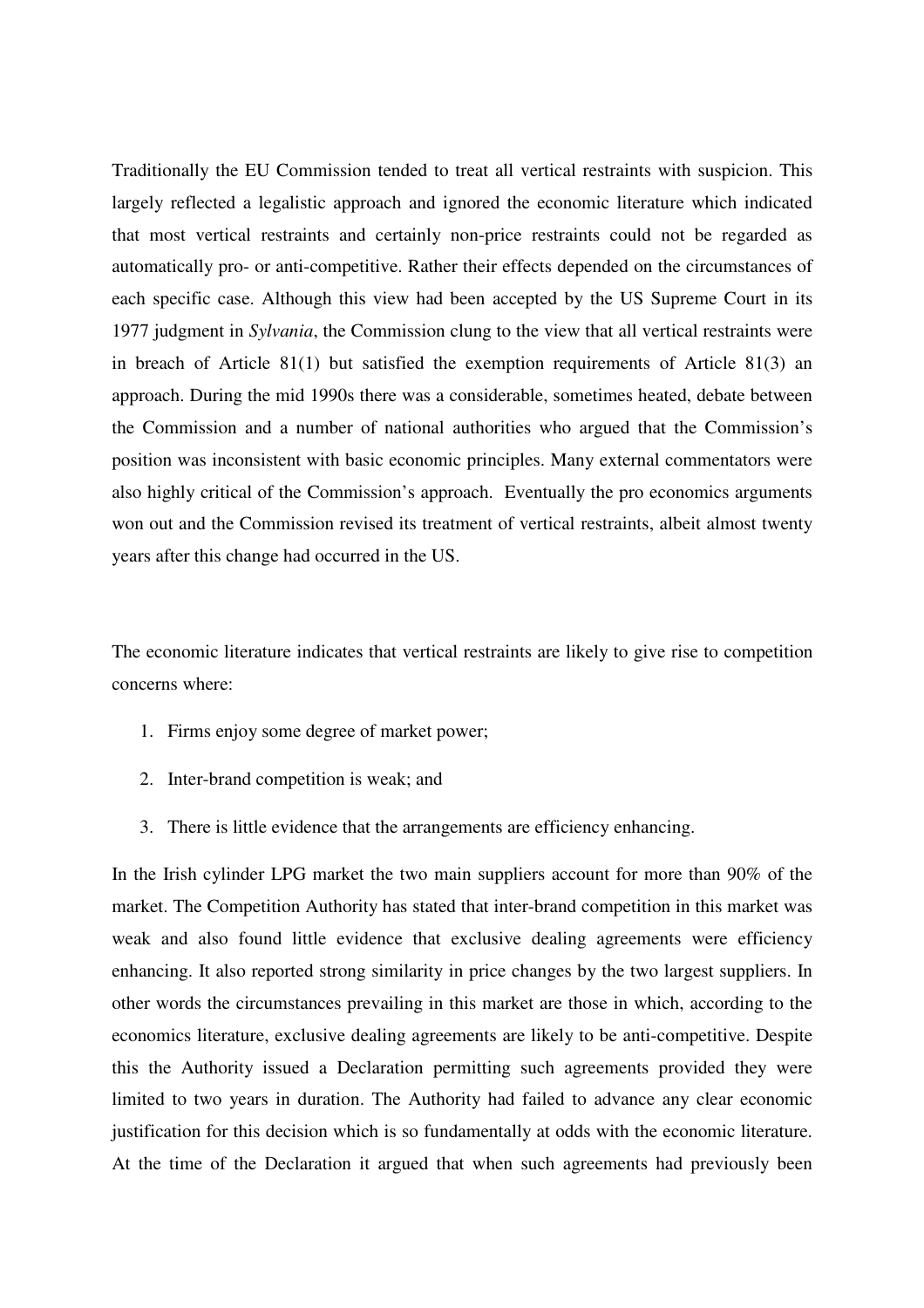Traditionally the EU Commission tended to treat all vertical restraints with suspicion. This largely reflected a legalistic approach and ignored the economic literature which indicated that most vertical restraints and certainly non-price restraints could not be regarded as automatically pro- or anti-competitive. Rather their effects depended on the circumstances of each specific case. Although this view had been accepted by the US Supreme Court in its 1977 judgment in *Sylvania*, the Commission clung to the view that all vertical restraints were in breach of Article 81(1) but satisfied the exemption requirements of Article 81(3) an approach. During the mid 1990s there was a considerable, sometimes heated, debate between the Commission and a number of national authorities who argued that the Commission's position was inconsistent with basic economic principles. Many external commentators were also highly critical of the Commission's approach. Eventually the pro economics arguments won out and the Commission revised its treatment of vertical restraints, albeit almost twenty years after this change had occurred in the US.

The economic literature indicates that vertical restraints are likely to give rise to competition concerns where:

1. Firms enjoy some degree of market power;
2. Inter-brand competition is weak; and
3. There is little evidence that the arrangements are efficiency enhancing.

In the Irish cylinder LPG market the two main suppliers account for more than 90% of the market. The Competition Authority has stated that inter-brand competition in this market was weak and also found little evidence that exclusive dealing agreements were efficiency enhancing. It also reported strong similarity in price changes by the two largest suppliers. In other words the circumstances prevailing in this market are those in which, according to the economics literature, exclusive dealing agreements are likely to be anti-competitive. Despite this the Authority issued a Declaration permitting such agreements provided they were limited to two years in duration. The Authority had failed to advance any clear economic justification for this decision which is so fundamentally at odds with the economic literature. At the time of the Declaration it argued that when such agreements had previously been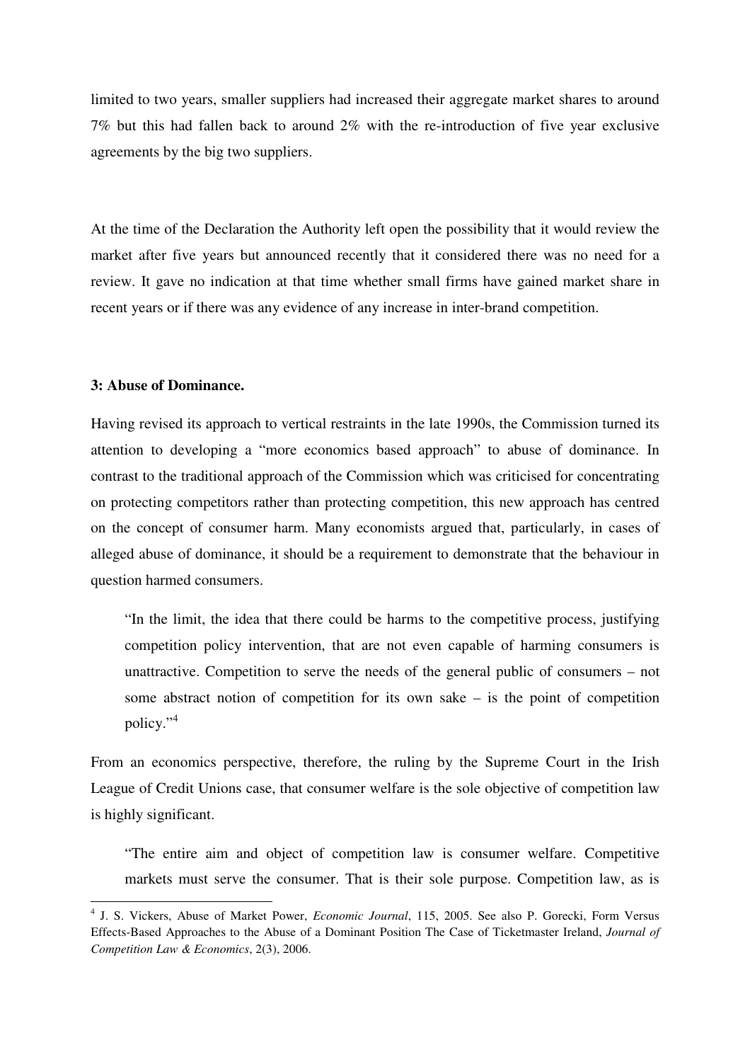limited to two years, smaller suppliers had increased their aggregate market shares to around 7% but this had fallen back to around 2% with the re-introduction of five year exclusive agreements by the big two suppliers.

At the time of the Declaration the Authority left open the possibility that it would review the market after five years but announced recently that it considered there was no need for a review. It gave no indication at that time whether small firms have gained market share in recent years or if there was any evidence of any increase in inter-brand competition.

**3: Abuse of Dominance.**

Having revised its approach to vertical restraints in the late 1990s, the Commission turned its attention to developing a "more economics based approach" to abuse of dominance. In contrast to the traditional approach of the Commission which was criticised for concentrating on protecting competitors rather than protecting competition, this new approach has centred on the concept of consumer harm. Many economists argued that, particularly, in cases of alleged abuse of dominance, it should be a requirement to demonstrate that the behaviour in question harmed consumers.

> "In the limit, the idea that there could be harms to the competitive process, justifying competition policy intervention, that are not even capable of harming consumers is unattractive. Competition to serve the needs of the general public of consumers – not some abstract notion of competition for its own sake – is the point of competition policy."[4]

From an economics perspective, therefore, the ruling by the Supreme Court in the Irish League of Credit Unions case, that consumer welfare is the sole objective of competition law is highly significant.

> "The entire aim and object of competition law is consumer welfare. Competitive markets must serve the consumer. That is their sole purpose. Competition law, as is

---

[4] J. S. Vickers, Abuse of Market Power, *Economic Journal*, 115, 2005. See also P. Gorecki, Form Versus Effects-Based Approaches to the Abuse of a Dominant Position The Case of Ticketmaster Ireland, *Journal of Competition Law & Economics*, 2(3), 2006.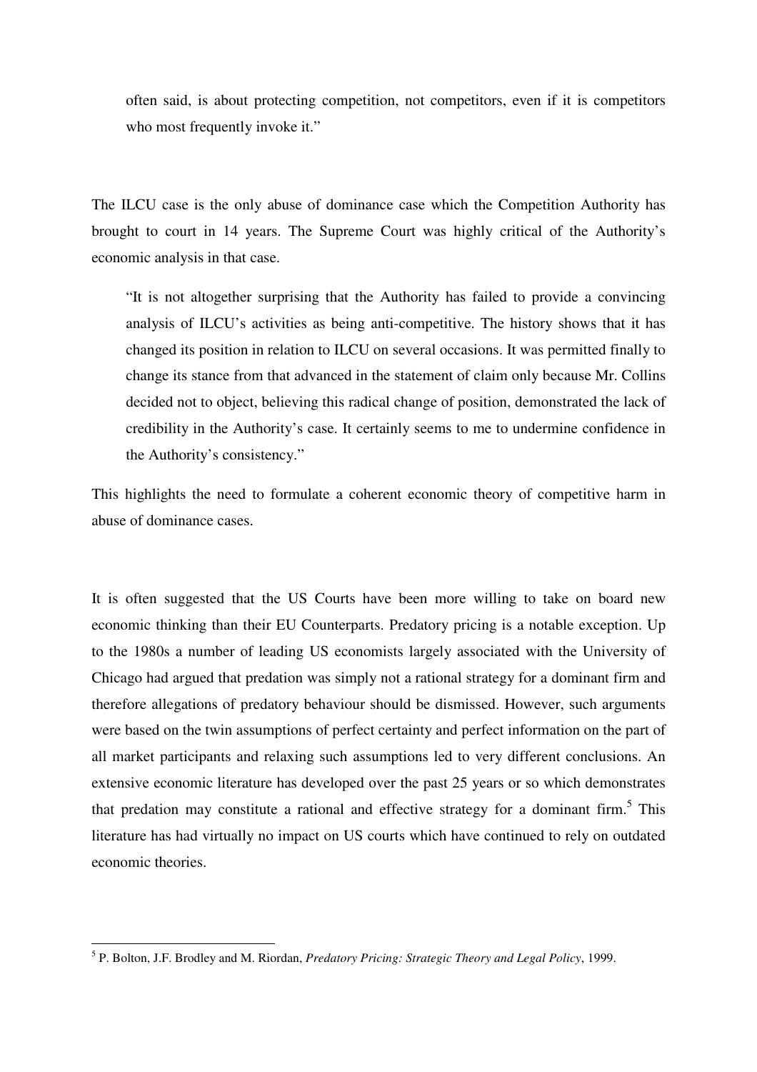often said, is about protecting competition, not competitors, even if it is competitors who most frequently invoke it."

The ILCU case is the only abuse of dominance case which the Competition Authority has brought to court in 14 years. The Supreme Court was highly critical of the Authority's economic analysis in that case.

> "It is not altogether surprising that the Authority has failed to provide a convincing analysis of ILCU's activities as being anti-competitive. The history shows that it has changed its position in relation to ILCU on several occasions. It was permitted finally to change its stance from that advanced in the statement of claim only because Mr. Collins decided not to object, believing this radical change of position, demonstrated the lack of credibility in the Authority's case. It certainly seems to me to undermine confidence in the Authority's consistency."

This highlights the need to formulate a coherent economic theory of competitive harm in abuse of dominance cases.

It is often suggested that the US Courts have been more willing to take on board new economic thinking than their EU Counterparts. Predatory pricing is a notable exception. Up to the 1980s a number of leading US economists largely associated with the University of Chicago had argued that predation was simply not a rational strategy for a dominant firm and therefore allegations of predatory behaviour should be dismissed. However, such arguments were based on the twin assumptions of perfect certainty and perfect information on the part of all market participants and relaxing such assumptions led to very different conclusions. An extensive economic literature has developed over the past 25 years or so which demonstrates that predation may constitute a rational and effective strategy for a dominant firm.[5] This literature has had virtually no impact on US courts which have continued to rely on outdated economic theories.

---

[5] P. Bolton, J.F. Brodley and M. Riordan, *Predatory Pricing: Strategic Theory and Legal Policy*, 1999.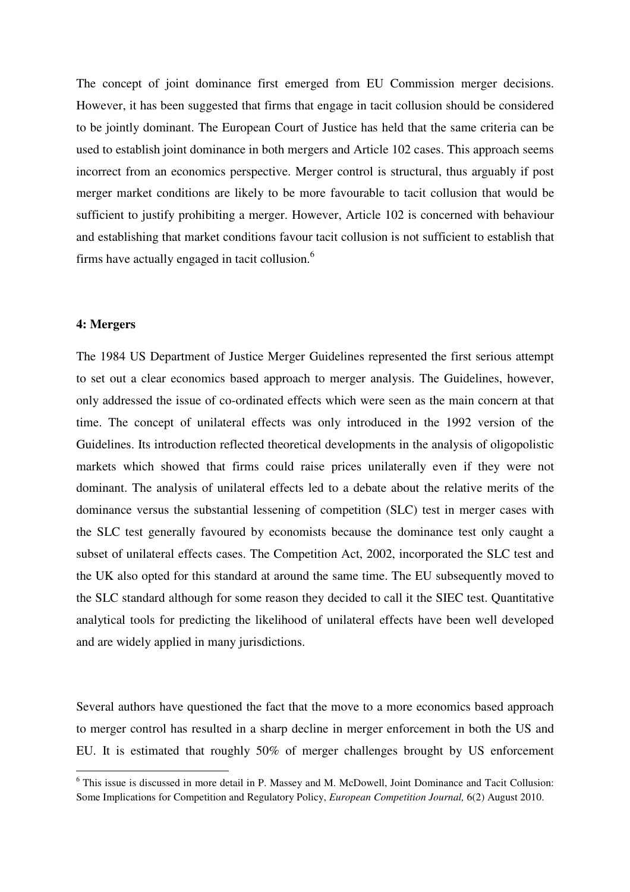The concept of joint dominance first emerged from EU Commission merger decisions. However, it has been suggested that firms that engage in tacit collusion should be considered to be jointly dominant. The European Court of Justice has held that the same criteria can be used to establish joint dominance in both mergers and Article 102 cases. This approach seems incorrect from an economics perspective. Merger control is structural, thus arguably if post merger market conditions are likely to be more favourable to tacit collusion that would be sufficient to justify prohibiting a merger. However, Article 102 is concerned with behaviour and establishing that market conditions favour tacit collusion is not sufficient to establish that firms have actually engaged in tacit collusion.[6]

#### 4: Mergers

The 1984 US Department of Justice Merger Guidelines represented the first serious attempt to set out a clear economics based approach to merger analysis. The Guidelines, however, only addressed the issue of co-ordinated effects which were seen as the main concern at that time. The concept of unilateral effects was only introduced in the 1992 version of the Guidelines. Its introduction reflected theoretical developments in the analysis of oligopolistic markets which showed that firms could raise prices unilaterally even if they were not dominant. The analysis of unilateral effects led to a debate about the relative merits of the dominance versus the substantial lessening of competition (SLC) test in merger cases with the SLC test generally favoured by economists because the dominance test only caught a subset of unilateral effects cases. The Competition Act, 2002, incorporated the SLC test and the UK also opted for this standard at around the same time. The EU subsequently moved to the SLC standard although for some reason they decided to call it the SIEC test. Quantitative analytical tools for predicting the likelihood of unilateral effects have been well developed and are widely applied in many jurisdictions.

Several authors have questioned the fact that the move to a more economics based approach to merger control has resulted in a sharp decline in merger enforcement in both the US and EU. It is estimated that roughly 50% of merger challenges brought by US enforcement

[6] This issue is discussed in more detail in P. Massey and M. McDowell, Joint Dominance and Tacit Collusion: Some Implications for Competition and Regulatory Policy, *European Competition Journal,* 6(2) August 2010.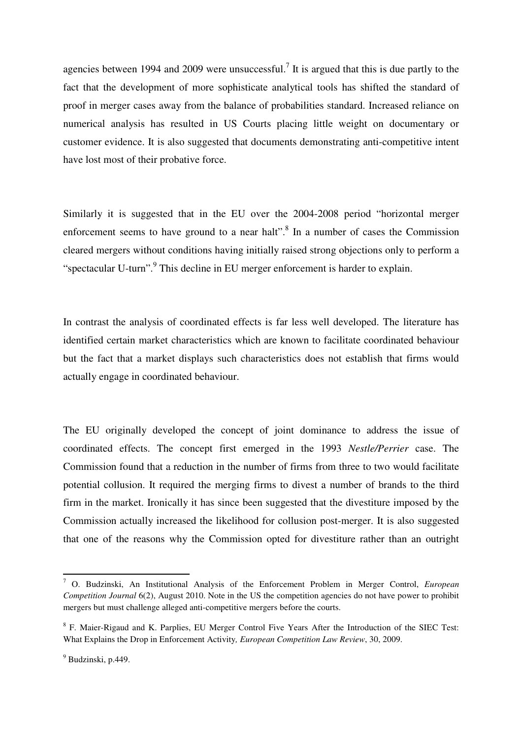agencies between 1994 and 2009 were unsuccessful.[7] It is argued that this is due partly to the fact that the development of more sophisticate analytical tools has shifted the standard of proof in merger cases away from the balance of probabilities standard. Increased reliance on numerical analysis has resulted in US Courts placing little weight on documentary or customer evidence. It is also suggested that documents demonstrating anti-competitive intent have lost most of their probative force.

Similarly it is suggested that in the EU over the 2004-2008 period "horizontal merger enforcement seems to have ground to a near halt".[8] In a number of cases the Commission cleared mergers without conditions having initially raised strong objections only to perform a "spectacular U-turn".[9] This decline in EU merger enforcement is harder to explain.

In contrast the analysis of coordinated effects is far less well developed. The literature has identified certain market characteristics which are known to facilitate coordinated behaviour but the fact that a market displays such characteristics does not establish that firms would actually engage in coordinated behaviour.

The EU originally developed the concept of joint dominance to address the issue of coordinated effects. The concept first emerged in the 1993 *Nestle/Perrier* case. The Commission found that a reduction in the number of firms from three to two would facilitate potential collusion. It required the merging firms to divest a number of brands to the third firm in the market. Ironically it has since been suggested that the divestiture imposed by the Commission actually increased the likelihood for collusion post-merger. It is also suggested that one of the reasons why the Commission opted for divestiture rather than an outright

---

[7] O. Budzinski, An Institutional Analysis of the Enforcement Problem in Merger Control, *European Competition Journal* 6(2), August 2010. Note in the US the competition agencies do not have power to prohibit mergers but must challenge alleged anti-competitive mergers before the courts.

[8] F. Maier-Rigaud and K. Parplies, EU Merger Control Five Years After the Introduction of the SIEC Test: What Explains the Drop in Enforcement Activity*, European Competition Law Review*, 30, 2009.

[9] Budzinski, p.449.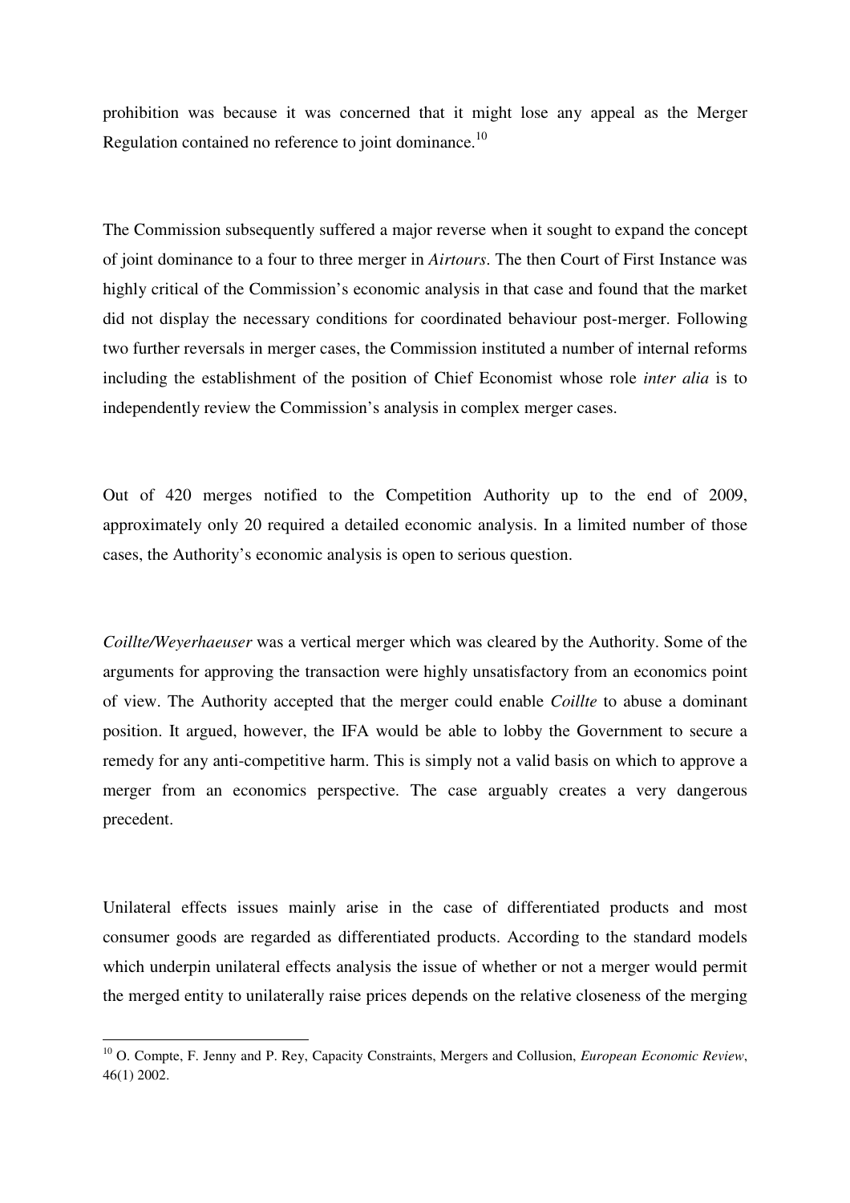prohibition was because it was concerned that it might lose any appeal as the Merger Regulation contained no reference to joint dominance.[10]

The Commission subsequently suffered a major reverse when it sought to expand the concept of joint dominance to a four to three merger in *Airtours*. The then Court of First Instance was highly critical of the Commission's economic analysis in that case and found that the market did not display the necessary conditions for coordinated behaviour post-merger. Following two further reversals in merger cases, the Commission instituted a number of internal reforms including the establishment of the position of Chief Economist whose role *inter alia* is to independently review the Commission's analysis in complex merger cases.

Out of 420 merges notified to the Competition Authority up to the end of 2009, approximately only 20 required a detailed economic analysis. In a limited number of those cases, the Authority's economic analysis is open to serious question.

*Coillte/Weyerhaeuser* was a vertical merger which was cleared by the Authority. Some of the arguments for approving the transaction were highly unsatisfactory from an economics point of view. The Authority accepted that the merger could enable *Coillte* to abuse a dominant position. It argued, however, the IFA would be able to lobby the Government to secure a remedy for any anti-competitive harm. This is simply not a valid basis on which to approve a merger from an economics perspective. The case arguably creates a very dangerous precedent.

Unilateral effects issues mainly arise in the case of differentiated products and most consumer goods are regarded as differentiated products. According to the standard models which underpin unilateral effects analysis the issue of whether or not a merger would permit the merged entity to unilaterally raise prices depends on the relative closeness of the merging

[10] O. Compte, F. Jenny and P. Rey, Capacity Constraints, Mergers and Collusion, *European Economic Review*, 46(1) 2002.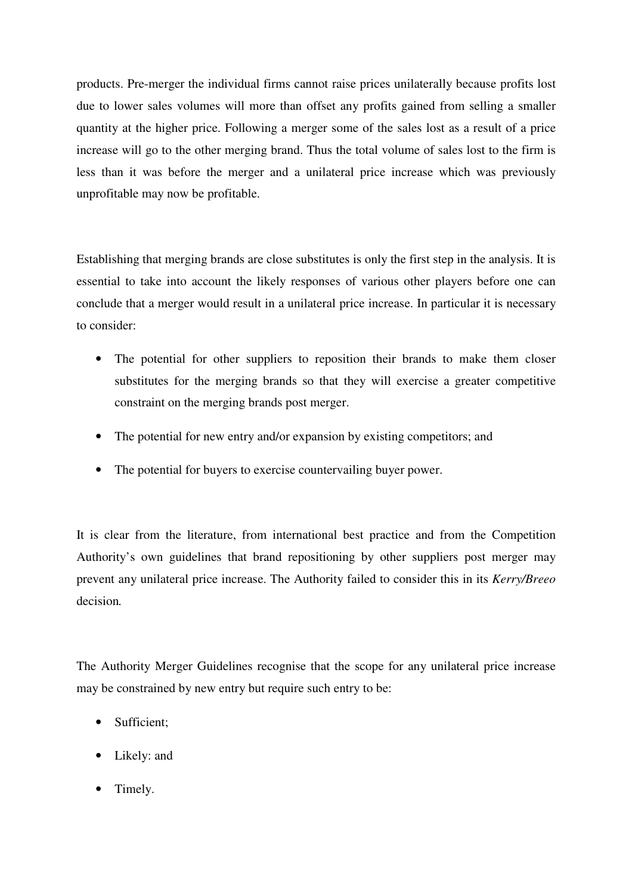products. Pre-merger the individual firms cannot raise prices unilaterally because profits lost due to lower sales volumes will more than offset any profits gained from selling a smaller quantity at the higher price. Following a merger some of the sales lost as a result of a price increase will go to the other merging brand. Thus the total volume of sales lost to the firm is less than it was before the merger and a unilateral price increase which was previously unprofitable may now be profitable.

Establishing that merging brands are close substitutes is only the first step in the analysis. It is essential to take into account the likely responses of various other players before one can conclude that a merger would result in a unilateral price increase. In particular it is necessary to consider:

- The potential for other suppliers to reposition their brands to make them closer substitutes for the merging brands so that they will exercise a greater competitive constraint on the merging brands post merger.
- The potential for new entry and/or expansion by existing competitors; and
- The potential for buyers to exercise countervailing buyer power.

It is clear from the literature, from international best practice and from the Competition Authority's own guidelines that brand repositioning by other suppliers post merger may prevent any unilateral price increase. The Authority failed to consider this in its *Kerry/Breeo* decision.

The Authority Merger Guidelines recognise that the scope for any unilateral price increase may be constrained by new entry but require such entry to be:

- Sufficient;
- Likely: and
- Timely.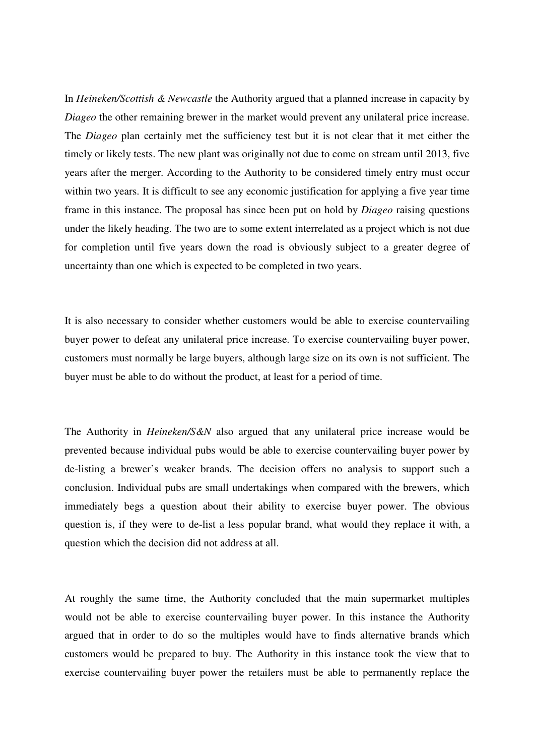In *Heineken/Scottish & Newcastle* the Authority argued that a planned increase in capacity by *Diageo* the other remaining brewer in the market would prevent any unilateral price increase. The *Diageo* plan certainly met the sufficiency test but it is not clear that it met either the timely or likely tests. The new plant was originally not due to come on stream until 2013, five years after the merger. According to the Authority to be considered timely entry must occur within two years. It is difficult to see any economic justification for applying a five year time frame in this instance. The proposal has since been put on hold by *Diageo* raising questions under the likely heading. The two are to some extent interrelated as a project which is not due for completion until five years down the road is obviously subject to a greater degree of uncertainty than one which is expected to be completed in two years.

It is also necessary to consider whether customers would be able to exercise countervailing buyer power to defeat any unilateral price increase. To exercise countervailing buyer power, customers must normally be large buyers, although large size on its own is not sufficient. The buyer must be able to do without the product, at least for a period of time.

The Authority in *Heineken/S&N* also argued that any unilateral price increase would be prevented because individual pubs would be able to exercise countervailing buyer power by de-listing a brewer's weaker brands. The decision offers no analysis to support such a conclusion. Individual pubs are small undertakings when compared with the brewers, which immediately begs a question about their ability to exercise buyer power. The obvious question is, if they were to de-list a less popular brand, what would they replace it with, a question which the decision did not address at all.

At roughly the same time, the Authority concluded that the main supermarket multiples would not be able to exercise countervailing buyer power. In this instance the Authority argued that in order to do so the multiples would have to finds alternative brands which customers would be prepared to buy. The Authority in this instance took the view that to exercise countervailing buyer power the retailers must be able to permanently replace the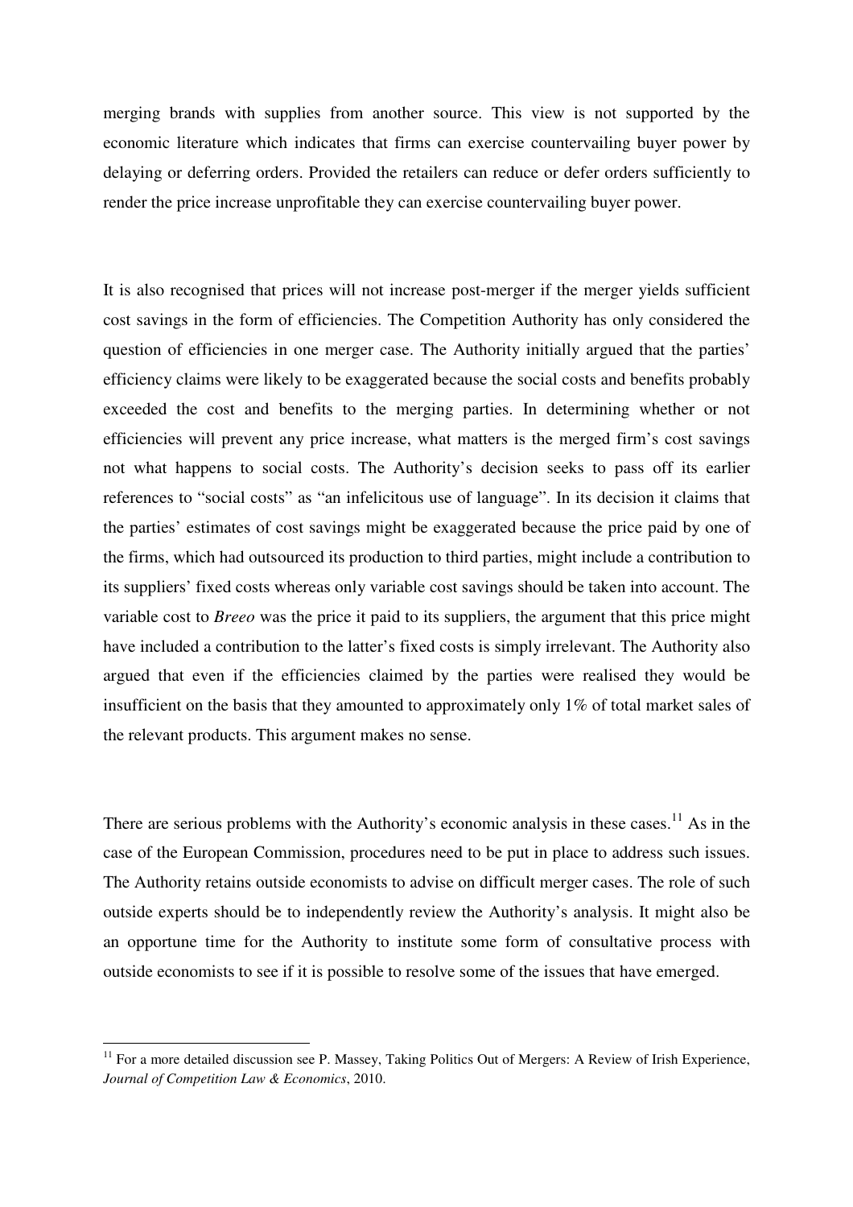merging brands with supplies from another source. This view is not supported by the economic literature which indicates that firms can exercise countervailing buyer power by delaying or deferring orders. Provided the retailers can reduce or defer orders sufficiently to render the price increase unprofitable they can exercise countervailing buyer power.

It is also recognised that prices will not increase post-merger if the merger yields sufficient cost savings in the form of efficiencies. The Competition Authority has only considered the question of efficiencies in one merger case. The Authority initially argued that the parties' efficiency claims were likely to be exaggerated because the social costs and benefits probably exceeded the cost and benefits to the merging parties. In determining whether or not efficiencies will prevent any price increase, what matters is the merged firm's cost savings not what happens to social costs. The Authority's decision seeks to pass off its earlier references to "social costs" as "an infelicitous use of language". In its decision it claims that the parties' estimates of cost savings might be exaggerated because the price paid by one of the firms, which had outsourced its production to third parties, might include a contribution to its suppliers' fixed costs whereas only variable cost savings should be taken into account. The variable cost to *Breeo* was the price it paid to its suppliers, the argument that this price might have included a contribution to the latter's fixed costs is simply irrelevant. The Authority also argued that even if the efficiencies claimed by the parties were realised they would be insufficient on the basis that they amounted to approximately only 1% of total market sales of the relevant products. This argument makes no sense.

There are serious problems with the Authority's economic analysis in these cases.[11] As in the case of the European Commission, procedures need to be put in place to address such issues. The Authority retains outside economists to advise on difficult merger cases. The role of such outside experts should be to independently review the Authority's analysis. It might also be an opportune time for the Authority to institute some form of consultative process with outside economists to see if it is possible to resolve some of the issues that have emerged.

[11] For a more detailed discussion see P. Massey, Taking Politics Out of Mergers: A Review of Irish Experience, *Journal of Competition Law & Economics*, 2010.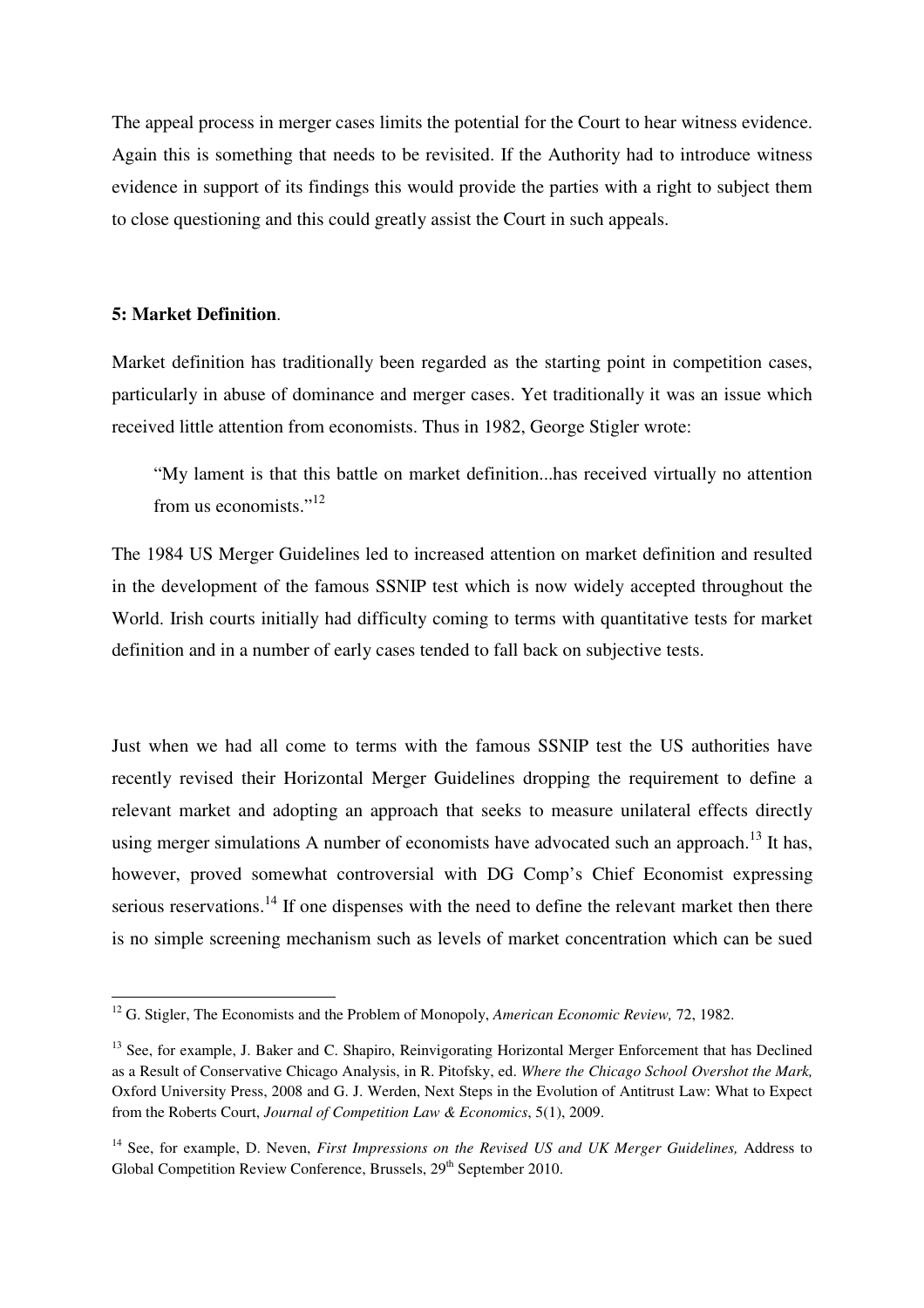The appeal process in merger cases limits the potential for the Court to hear witness evidence. Again this is something that needs to be revisited. If the Authority had to introduce witness evidence in support of its findings this would provide the parties with a right to subject them to close questioning and this could greatly assist the Court in such appeals.

## 5: Market Definition.

Market definition has traditionally been regarded as the starting point in competition cases, particularly in abuse of dominance and merger cases. Yet traditionally it was an issue which received little attention from economists. Thus in 1982, George Stigler wrote:

> "My lament is that this battle on market definition...has received virtually no attention from us economists."[12]

The 1984 US Merger Guidelines led to increased attention on market definition and resulted in the development of the famous SSNIP test which is now widely accepted throughout the World. Irish courts initially had difficulty coming to terms with quantitative tests for market definition and in a number of early cases tended to fall back on subjective tests.

Just when we had all come to terms with the famous SSNIP test the US authorities have recently revised their Horizontal Merger Guidelines dropping the requirement to define a relevant market and adopting an approach that seeks to measure unilateral effects directly using merger simulations A number of economists have advocated such an approach.[13] It has, however, proved somewhat controversial with DG Comp's Chief Economist expressing serious reservations.[14] If one dispenses with the need to define the relevant market then there is no simple screening mechanism such as levels of market concentration which can be sued

---

[12] G. Stigler, The Economists and the Problem of Monopoly, *American Economic Review,* 72, 1982.

[13] See, for example, J. Baker and C. Shapiro, Reinvigorating Horizontal Merger Enforcement that has Declined as a Result of Conservative Chicago Analysis, in R. Pitofsky, ed. *Where the Chicago School Overshot the Mark,* Oxford University Press, 2008 and G. J. Werden, Next Steps in the Evolution of Antitrust Law: What to Expect from the Roberts Court, *Journal of Competition Law & Economics*, 5(1), 2009.

[14] See, for example, D. Neven, *First Impressions on the Revised US and UK Merger Guidelines,* Address to Global Competition Review Conference, Brussels, 29th September 2010.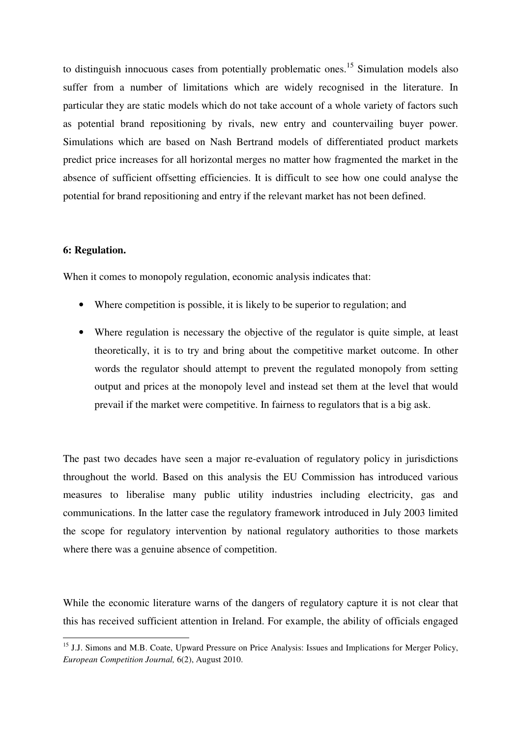to distinguish innocuous cases from potentially problematic ones.[15] Simulation models also suffer from a number of limitations which are widely recognised in the literature. In particular they are static models which do not take account of a whole variety of factors such as potential brand repositioning by rivals, new entry and countervailing buyer power. Simulations which are based on Nash Bertrand models of differentiated product markets predict price increases for all horizontal merges no matter how fragmented the market in the absence of sufficient offsetting efficiencies. It is difficult to see how one could analyse the potential for brand repositioning and entry if the relevant market has not been defined.

**6: Regulation.**

When it comes to monopoly regulation, economic analysis indicates that:

- Where competition is possible, it is likely to be superior to regulation; and
- Where regulation is necessary the objective of the regulator is quite simple, at least theoretically, it is to try and bring about the competitive market outcome. In other words the regulator should attempt to prevent the regulated monopoly from setting output and prices at the monopoly level and instead set them at the level that would prevail if the market were competitive. In fairness to regulators that is a big ask.

The past two decades have seen a major re-evaluation of regulatory policy in jurisdictions throughout the world. Based on this analysis the EU Commission has introduced various measures to liberalise many public utility industries including electricity, gas and communications. In the latter case the regulatory framework introduced in July 2003 limited the scope for regulatory intervention by national regulatory authorities to those markets where there was a genuine absence of competition.

While the economic literature warns of the dangers of regulatory capture it is not clear that this has received sufficient attention in Ireland. For example, the ability of officials engaged

---

[15] J.J. Simons and M.B. Coate, Upward Pressure on Price Analysis: Issues and Implications for Merger Policy, *European Competition Journal,* 6(2), August 2010.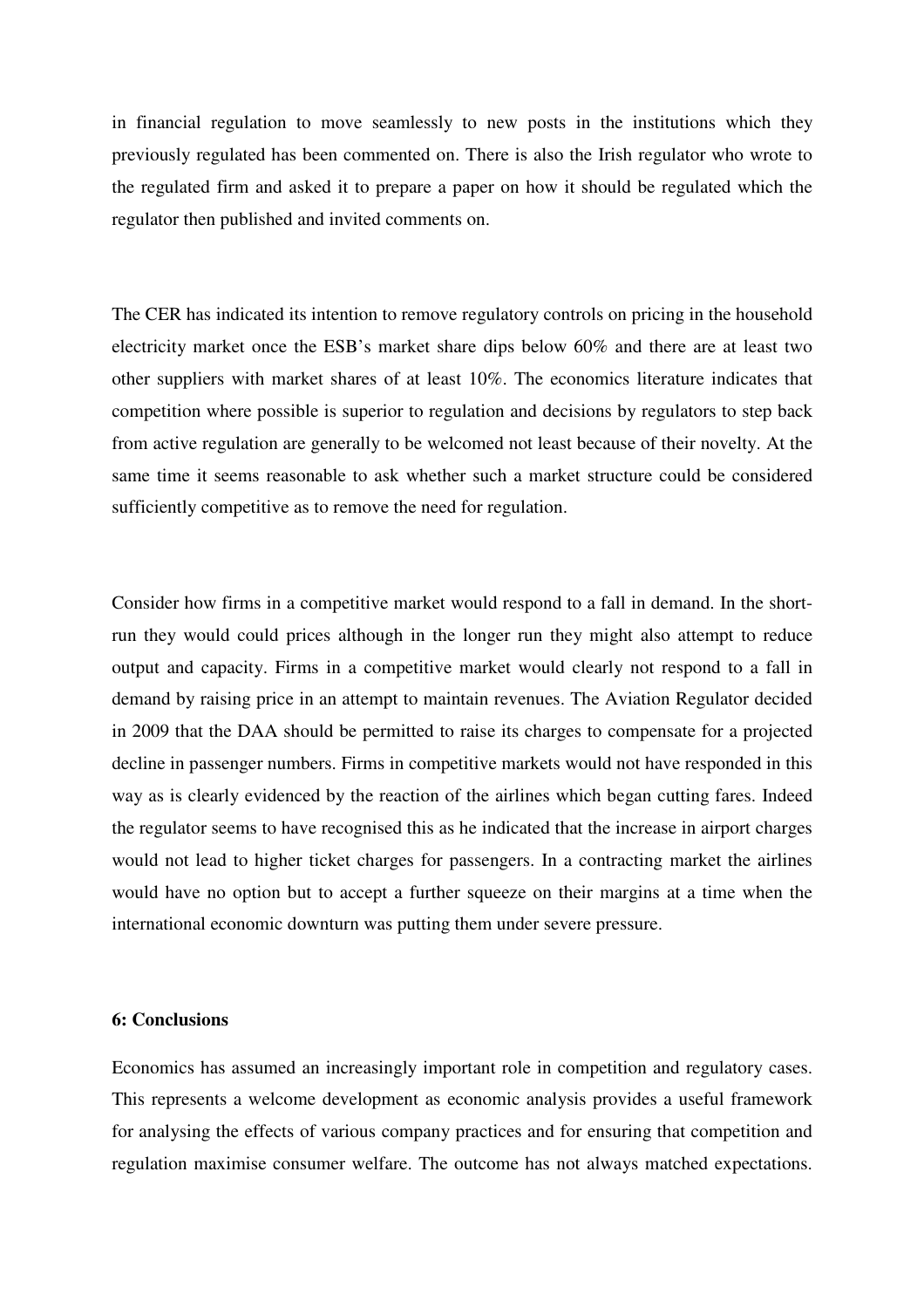in financial regulation to move seamlessly to new posts in the institutions which they previously regulated has been commented on. There is also the Irish regulator who wrote to the regulated firm and asked it to prepare a paper on how it should be regulated which the regulator then published and invited comments on.

The CER has indicated its intention to remove regulatory controls on pricing in the household electricity market once the ESB's market share dips below 60% and there are at least two other suppliers with market shares of at least 10%. The economics literature indicates that competition where possible is superior to regulation and decisions by regulators to step back from active regulation are generally to be welcomed not least because of their novelty. At the same time it seems reasonable to ask whether such a market structure could be considered sufficiently competitive as to remove the need for regulation.

Consider how firms in a competitive market would respond to a fall in demand. In the short-run they would could prices although in the longer run they might also attempt to reduce output and capacity. Firms in a competitive market would clearly not respond to a fall in demand by raising price in an attempt to maintain revenues. The Aviation Regulator decided in 2009 that the DAA should be permitted to raise its charges to compensate for a projected decline in passenger numbers. Firms in competitive markets would not have responded in this way as is clearly evidenced by the reaction of the airlines which began cutting fares. Indeed the regulator seems to have recognised this as he indicated that the increase in airport charges would not lead to higher ticket charges for passengers. In a contracting market the airlines would have no option but to accept a further squeeze on their margins at a time when the international economic downturn was putting them under severe pressure.

**6: Conclusions**

Economics has assumed an increasingly important role in competition and regulatory cases. This represents a welcome development as economic analysis provides a useful framework for analysing the effects of various company practices and for ensuring that competition and regulation maximise consumer welfare. The outcome has not always matched expectations.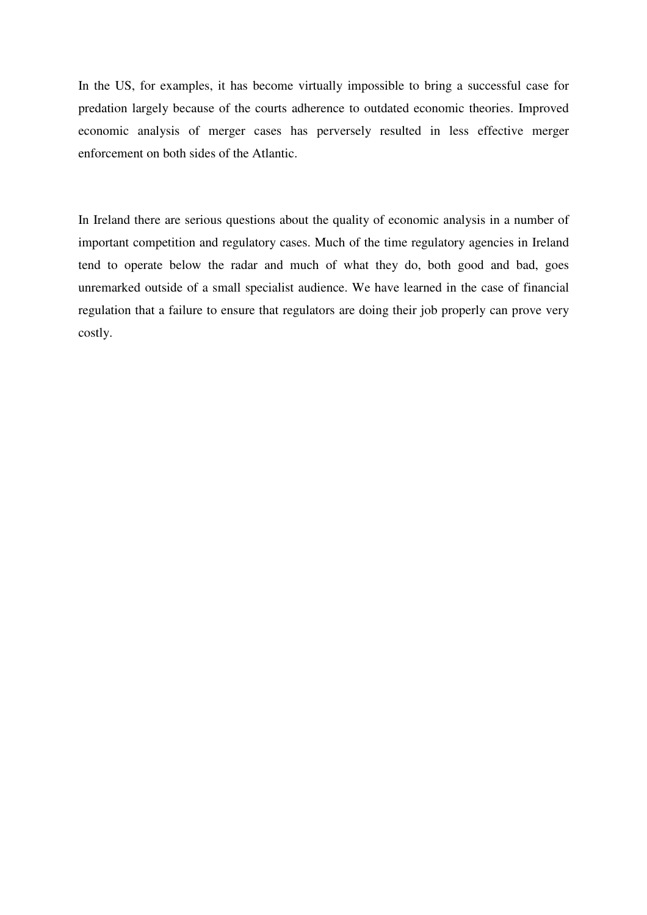In the US, for examples, it has become virtually impossible to bring a successful case for predation largely because of the courts adherence to outdated economic theories. Improved economic analysis of merger cases has perversely resulted in less effective merger enforcement on both sides of the Atlantic.

In Ireland there are serious questions about the quality of economic analysis in a number of important competition and regulatory cases. Much of the time regulatory agencies in Ireland tend to operate below the radar and much of what they do, both good and bad, goes unremarked outside of a small specialist audience. We have learned in the case of financial regulation that a failure to ensure that regulators are doing their job properly can prove very costly.